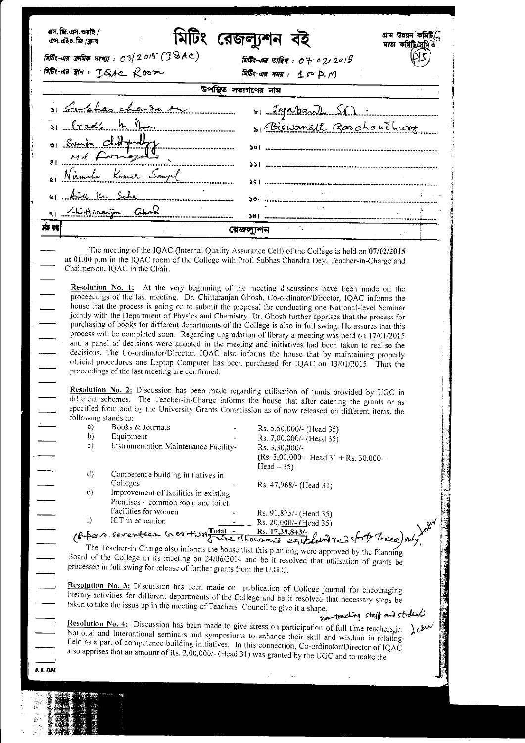এস.জি.এস.ওয়াই./
এস.এইচ.জি./ক্লাব

# মিটিং রেজল্যুশন বই

গ্রাম উন্নয়ন কমিটি/
মাতা কমিটি/সমিতি

মিটিং-এর ক্রমিক সংখ্যা : 03/2015 (IQAC)

মিটিং-এর তারিখ : 07-02-2015

মিটিং-এর স্থান : IQAC Room

মিটিং-এর সময় : 1.00 P.M

## উপস্থিত সভ্যগণের নাম

১। Subhas Chandra Dey
২। Pradip K. Nandi
৩। Sumita Chattopadhyay
৪। Md Farooque
৫। Nirmalya Kumar Sanyal
৬। Anil K. Saha
৭। Chittaranjan Ghosh
৮। Jayabrata S.C.
৯। Biswanath Roychoudhury
১০।
১১।
১২।
১৩।
১৪।

ক্রমিক সংখ্যা | রেজল্যুশন

The meeting of the IQAC (Internal Quality Assurance Cell) of the College is held on 07/02/2015 at 01.00 p.m in the IQAC room of the College with Prof. Subhas Chandra Dey, Teacher-in-Charge and Chairperson, IQAC in the Chair.

**Resolution No. 1:** At the very beginning of the meeting discussions have been made on the proceedings of the last meeting. Dr. Chittaranjan Ghosh, Co-ordinator/Director, IQAC informs the house that the process is going on to submit the proposal for conducting one National-level Seminar jointly with the Department of Physics and Chemistry. Dr. Ghosh further apprises that the process for purchasing of books for different departments of the College is also in full swing. He assures that this process will be completed soon. Regarding upgradation of library a meeting was held on 17/01/2015 and a panel of decisions were adopted in the meeting and initiatives had been taken to realise the decisions. The Co-ordinator/Director, IQAC also informs the house that by maintaining properly official procedures one Laptop Computer has been purchased for IQAC on 13/01/2015. Thus the proceedings of the last meeting are confirmed.

**Resolution No. 2:** Discussion has been made regarding utilisation of funds provided by UGC in different schemes. The Teacher-in-Charge informs the house that after catering the grants or as specified from and by the University Grants Commission as of now released on different items, the following stands to:

| | | | |
|---|---|---|---|
| a) | Books & Journals | - | Rs. 5,50,000/- (Head 35) |
| b) | Equipment | - | Rs. 7,00,000/- (Head 35) |
| c) | Instrumentation Maintenance Facility | - | Rs. 3,30,000/- (Rs. 3,00,000 – Head 31 + Rs. 30,000 – Head – 35) |
| d) | Competence building initiatives in Colleges | - | Rs. 47,968/- (Head 31) |
| e) | Improvement of facilities in existing Premises – common room and toilet Facilities for women | - | Rs. 91,875/- (Head 35) |
| f) | ICT in education | - | Rs. 20,000/- (Head 35) |
| | | Total - | Rs. 17,39,843/- |

(Rupees seventeen lacs thirty nine thousand eight hundred forty three) only.

The Teacher-in-Charge also informs the house that this planning were approved by the Planning Board of the College in its meeting on 24/06/2014 and be it resolved that utilisation of grants be processed in full swing for release of further grants from the U.G.C.

**Resolution No. 3:** Discussion has been made on publication of College journal for encouraging literary activities for different departments of the College and be it resolved that necessary steps be taken to take the issue up in the meeting of Teachers' Council to give it a shape.

**Resolution No. 4:** Discussion has been made to give stress on participation of full time teachers, non-teaching staff and students in National and International seminars and symposiums to enhance their skill and wisdom in relating field as a part of competence building initiatives. In this connection, Co-ordinator/Director of IQAC also apprises that an amount of Rs. 2,00,000/- (Head 31) was granted by the UGC and to make the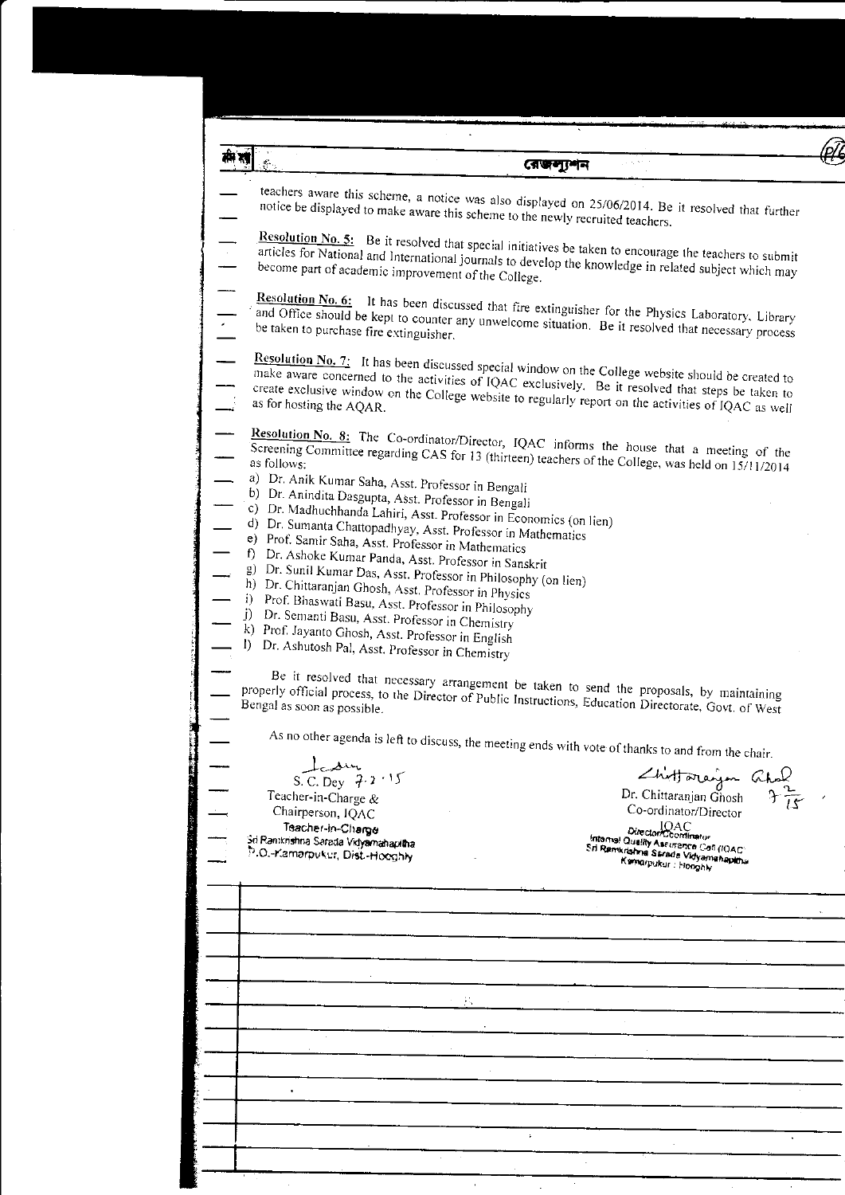রেজল্যুশন

teachers aware this scheme, a notice was also displayed on 25/06/2014. Be it resolved that further notice be displayed to make aware this scheme to the newly recruited teachers.

**Resolution No. 5:** Be it resolved that special initiatives be taken to encourage the teachers to submit articles for National and International journals to develop the knowledge in related subject which may become part of academic improvement of the College.

**Resolution No. 6:** It has been discussed that fire extinguisher for the Physics Laboratory, Library and Office should be kept to counter any unwelcome situation. Be it resolved that necessary process be taken to purchase fire extinguisher.

**Resolution No. 7:** It has been discussed special window on the College website should be created to make aware concerned to the activities of IQAC exclusively. Be it resolved that steps be taken to create exclusive window on the College website to regularly report on the activities of IQAC as well as for hosting the AQAR.

**Resolution No. 8:** The Co-ordinator/Director, IQAC informs the house that a meeting of the Screening Committee regarding CAS for 13 (thirteen) teachers of the College, was held on 15/11/2014 as follows:

a) Dr. Anik Kumar Saha, Asst. Professor in Bengali
b) Dr. Anindita Dasgupta, Asst. Professor in Bengali
c) Dr. Madhuchhanda Lahiri, Asst. Professor in Economics (on lien)
d) Dr. Sumanta Chattopadhyay, Asst. Professor in Mathematics
e) Prof. Samir Saha, Asst. Professor in Mathematics
f) Dr. Ashoke Kumar Panda, Asst. Professor in Sanskrit
g) Dr. Sunil Kumar Das, Asst. Professor in Philosophy (on lien)
h) Dr. Chittaranjan Ghosh, Asst. Professor in Physics
i) Prof. Bhaswati Basu, Asst. Professor in Philosophy
j) Dr. Semanti Basu, Asst. Professor in Chemistry
k) Prof. Jayanto Ghosh, Asst. Professor in English
l) Dr. Ashutosh Pal, Asst. Professor in Chemistry

Be it resolved that necessary arrangement be taken to send the proposals, by maintaining properly official process, to the Director of Public Instructions, Education Directorate, Govt. of West Bengal as soon as possible.

As no other agenda is left to discuss, the meeting ends with vote of thanks to and from the chair.

S. C. Dey 7.2.15
Teacher-in-Charge &
Chairperson, IQAC
Teacher-in-Charge
Sri Ramkrishna Sarada Vidyamahapitha
P.O.-Kamarpukur, Dist.-Hooghly

Dr. Chittaranjan Ghosh 7/2/15
Co-ordinator/Director
IQAC
Director/Coordinator
Internal Quality Assurance Cell (IQAC)
Sri Ramkrishna Sarada Vidyamahapitha
Kamarpukur : Hooghly